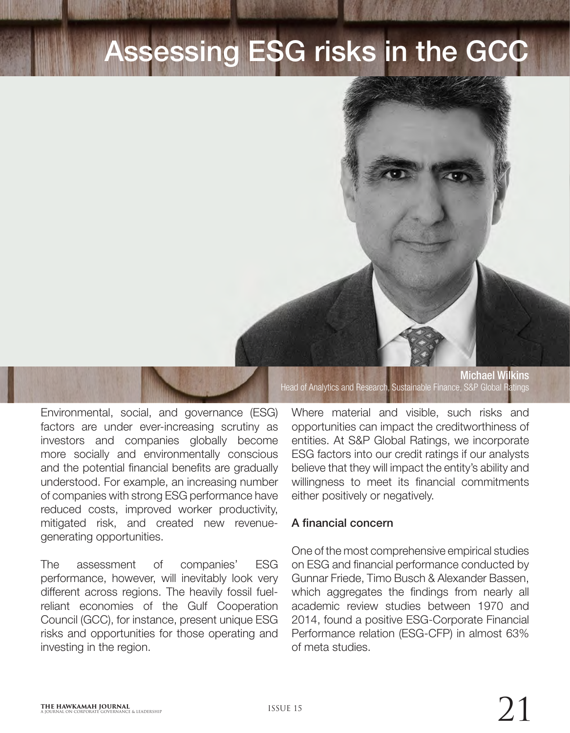# Assessing ESG risks in the GCC

**Michael Wilkins**
Head of Analytics and Research, Sustainable Finance, S&P Global Ratings

Environmental, social, and governance (ESG) factors are under ever-increasing scrutiny as investors and companies globally become more socially and environmentally conscious and the potential financial benefits are gradually understood. For example, an increasing number of companies with strong ESG performance have reduced costs, improved worker productivity, mitigated risk, and created new revenue-generating opportunities.

The assessment of companies' ESG performance, however, will inevitably look very different across regions. The heavily fossil fuel-reliant economies of the Gulf Cooperation Council (GCC), for instance, present unique ESG risks and opportunities for those operating and investing in the region.

Where material and visible, such risks and opportunities can impact the creditworthiness of entities. At S&P Global Ratings, we incorporate ESG factors into our credit ratings if our analysts believe that they will impact the entity's ability and willingness to meet its financial commitments either positively or negatively.

## A financial concern

One of the most comprehensive empirical studies on ESG and financial performance conducted by Gunnar Friede, Timo Busch & Alexander Bassen, which aggregates the findings from nearly all academic review studies between 1970 and 2014, found a positive ESG-Corporate Financial Performance relation (ESG-CFP) in almost 63% of meta studies.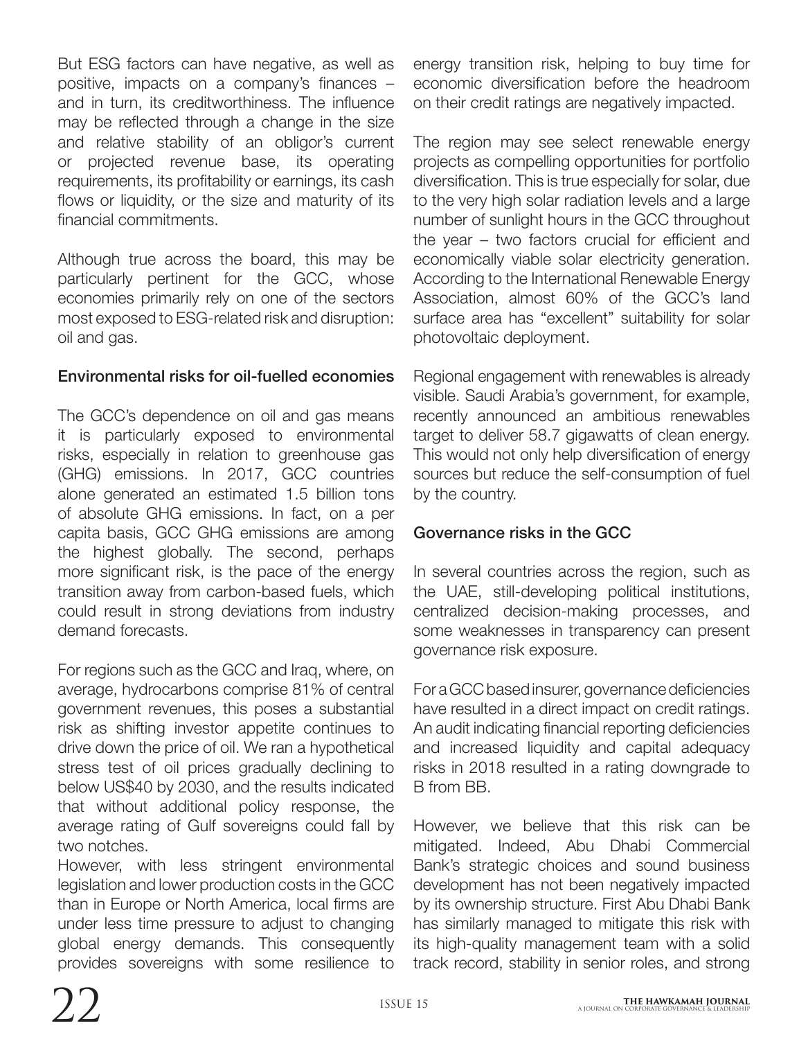But ESG factors can have negative, as well as positive, impacts on a company's finances – and in turn, its creditworthiness. The influence may be reflected through a change in the size and relative stability of an obligor's current or projected revenue base, its operating requirements, its profitability or earnings, its cash flows or liquidity, or the size and maturity of its financial commitments.

Although true across the board, this may be particularly pertinent for the GCC, whose economies primarily rely on one of the sectors most exposed to ESG-related risk and disruption: oil and gas.

**Environmental risks for oil-fuelled economies**

The GCC's dependence on oil and gas means it is particularly exposed to environmental risks, especially in relation to greenhouse gas (GHG) emissions. In 2017, GCC countries alone generated an estimated 1.5 billion tons of absolute GHG emissions. In fact, on a per capita basis, GCC GHG emissions are among the highest globally. The second, perhaps more significant risk, is the pace of the energy transition away from carbon-based fuels, which could result in strong deviations from industry demand forecasts.

For regions such as the GCC and Iraq, where, on average, hydrocarbons comprise 81% of central government revenues, this poses a substantial risk as shifting investor appetite continues to drive down the price of oil. We ran a hypothetical stress test of oil prices gradually declining to below US$40 by 2030, and the results indicated that without additional policy response, the average rating of Gulf sovereigns could fall by two notches.

However, with less stringent environmental legislation and lower production costs in the GCC than in Europe or North America, local firms are under less time pressure to adjust to changing global energy demands. This consequently provides sovereigns with some resilience to energy transition risk, helping to buy time for economic diversification before the headroom on their credit ratings are negatively impacted.

The region may see select renewable energy projects as compelling opportunities for portfolio diversification. This is true especially for solar, due to the very high solar radiation levels and a large number of sunlight hours in the GCC throughout the year – two factors crucial for efficient and economically viable solar electricity generation. According to the International Renewable Energy Association, almost 60% of the GCC's land surface area has "excellent" suitability for solar photovoltaic deployment.

Regional engagement with renewables is already visible. Saudi Arabia's government, for example, recently announced an ambitious renewables target to deliver 58.7 gigawatts of clean energy. This would not only help diversification of energy sources but reduce the self-consumption of fuel by the country.

**Governance risks in the GCC**

In several countries across the region, such as the UAE, still-developing political institutions, centralized decision-making processes, and some weaknesses in transparency can present governance risk exposure.

For a GCC based insurer, governance deficiencies have resulted in a direct impact on credit ratings. An audit indicating financial reporting deficiencies and increased liquidity and capital adequacy risks in 2018 resulted in a rating downgrade to B from BB.

However, we believe that this risk can be mitigated. Indeed, Abu Dhabi Commercial Bank's strategic choices and sound business development has not been negatively impacted by its ownership structure. First Abu Dhabi Bank has similarly managed to mitigate this risk with its high-quality management team with a solid track record, stability in senior roles, and strong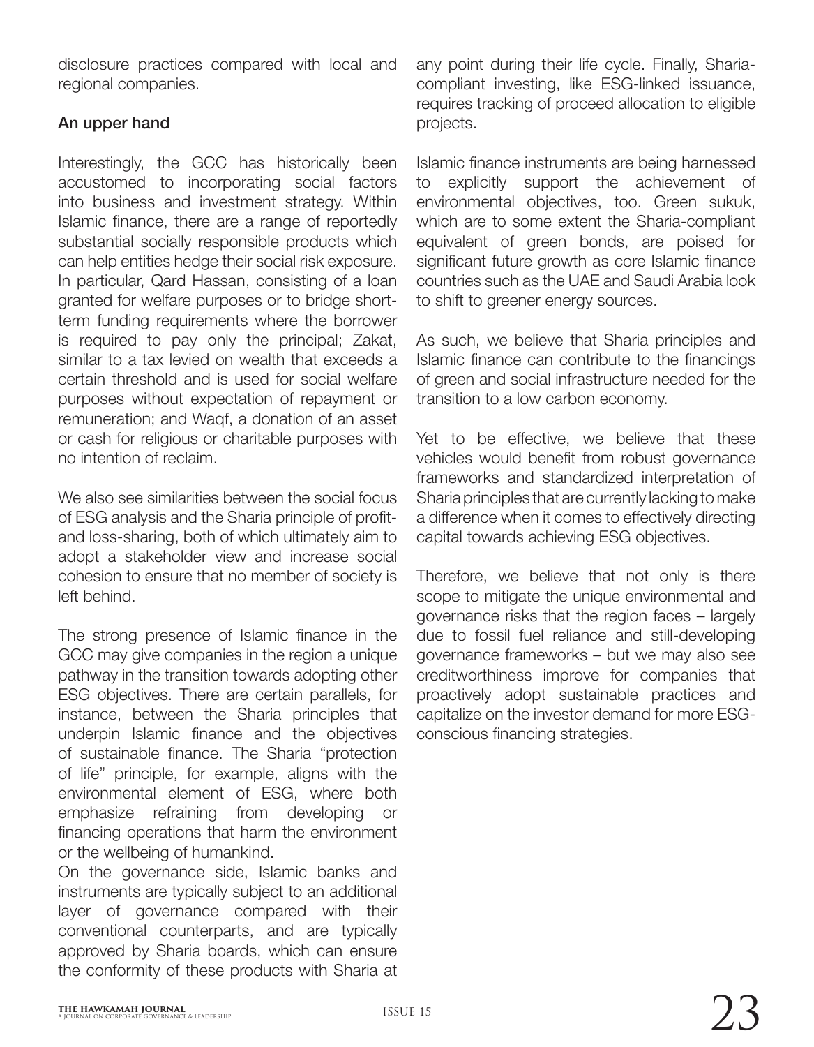disclosure practices compared with local and regional companies.

### An upper hand

Interestingly, the GCC has historically been accustomed to incorporating social factors into business and investment strategy. Within Islamic finance, there are a range of reportedly substantial socially responsible products which can help entities hedge their social risk exposure. In particular, Qard Hassan, consisting of a loan granted for welfare purposes or to bridge short-term funding requirements where the borrower is required to pay only the principal; Zakat, similar to a tax levied on wealth that exceeds a certain threshold and is used for social welfare purposes without expectation of repayment or remuneration; and Waqf, a donation of an asset or cash for religious or charitable purposes with no intention of reclaim.

We also see similarities between the social focus of ESG analysis and the Sharia principle of profit-and loss-sharing, both of which ultimately aim to adopt a stakeholder view and increase social cohesion to ensure that no member of society is left behind.

The strong presence of Islamic finance in the GCC may give companies in the region a unique pathway in the transition towards adopting other ESG objectives. There are certain parallels, for instance, between the Sharia principles that underpin Islamic finance and the objectives of sustainable finance. The Sharia "protection of life" principle, for example, aligns with the environmental element of ESG, where both emphasize refraining from developing or financing operations that harm the environment or the wellbeing of humankind.

On the governance side, Islamic banks and instruments are typically subject to an additional layer of governance compared with their conventional counterparts, and are typically approved by Sharia boards, which can ensure the conformity of these products with Sharia at any point during their life cycle. Finally, Sharia-compliant investing, like ESG-linked issuance, requires tracking of proceed allocation to eligible projects.

Islamic finance instruments are being harnessed to explicitly support the achievement of environmental objectives, too. Green sukuk, which are to some extent the Sharia-compliant equivalent of green bonds, are poised for significant future growth as core Islamic finance countries such as the UAE and Saudi Arabia look to shift to greener energy sources.

As such, we believe that Sharia principles and Islamic finance can contribute to the financings of green and social infrastructure needed for the transition to a low carbon economy.

Yet to be effective, we believe that these vehicles would benefit from robust governance frameworks and standardized interpretation of Sharia principles that are currently lacking to make a difference when it comes to effectively directing capital towards achieving ESG objectives.

Therefore, we believe that not only is there scope to mitigate the unique environmental and governance risks that the region faces – largely due to fossil fuel reliance and still-developing governance frameworks – but we may also see creditworthiness improve for companies that proactively adopt sustainable practices and capitalize on the investor demand for more ESG-conscious financing strategies.